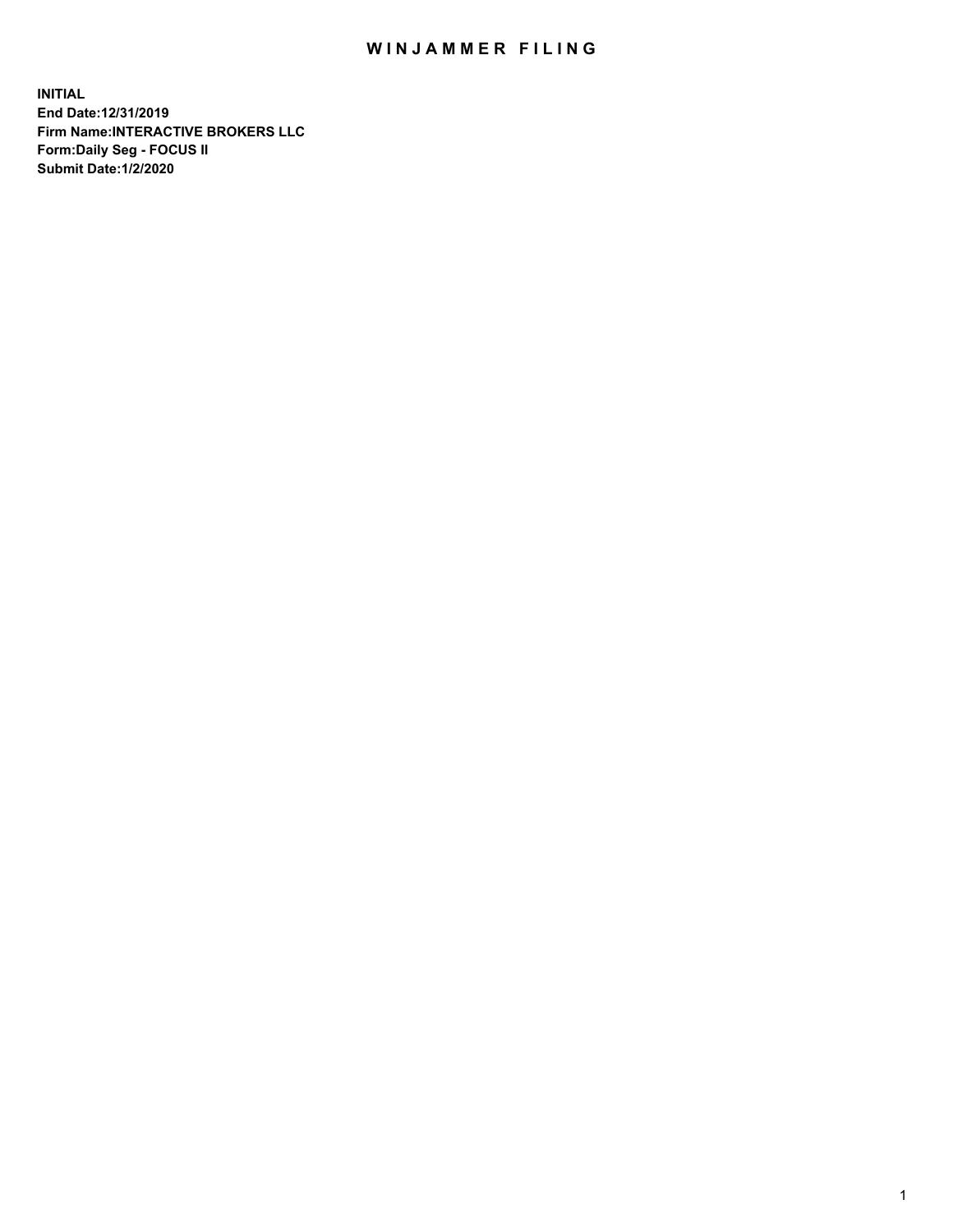# WINJAMMER FILING

**INITIAL**
**End Date:12/31/2019**
**Firm Name:INTERACTIVE BROKERS LLC**
**Form:Daily Seg - FOCUS II**
**Submit Date:1/2/2020**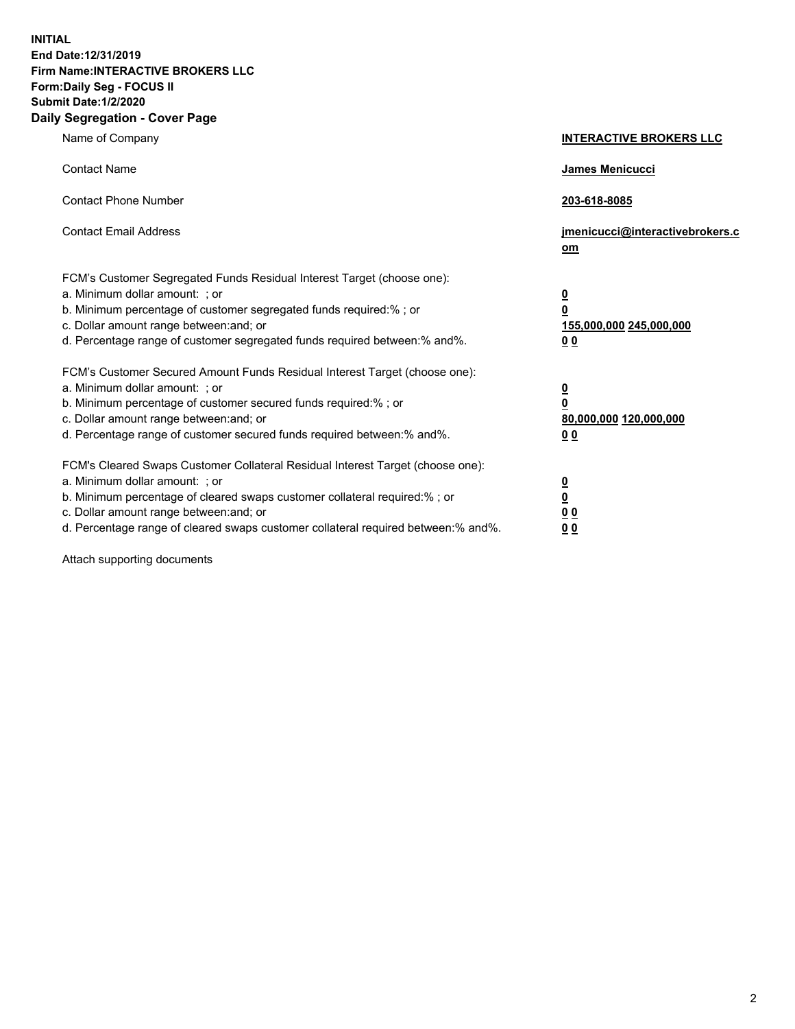**INITIAL**
**End Date:12/31/2019**
**Firm Name:INTERACTIVE BROKERS LLC**
**Form:Daily Seg - FOCUS II**
**Submit Date:1/2/2020**
**Daily Segregation - Cover Page**

| | |
|---|---|
| Name of Company | **INTERACTIVE BROKERS LLC** |
| Contact Name | **James Menicucci** |
| Contact Phone Number | **203-618-8085** |
| Contact Email Address | **jmenicucci@interactivebrokers.com** |

FCM's Customer Segregated Funds Residual Interest Target (choose one):

| | |
|---|---|
| a. Minimum dollar amount: ; or | **0** |
| b. Minimum percentage of customer segregated funds required:% ; or | **0** |
| c. Dollar amount range between:and; or | **155,000,000 245,000,000** |
| d. Percentage range of customer segregated funds required between:% and%. | **0 0** |

FCM's Customer Secured Amount Funds Residual Interest Target (choose one):

| | |
|---|---|
| a. Minimum dollar amount: ; or | **0** |
| b. Minimum percentage of customer secured funds required:% ; or | **0** |
| c. Dollar amount range between:and; or | **80,000,000 120,000,000** |
| d. Percentage range of customer secured funds required between:% and%. | **0 0** |

FCM's Cleared Swaps Customer Collateral Residual Interest Target (choose one):

| | |
|---|---|
| a. Minimum dollar amount: ; or | **0** |
| b. Minimum percentage of cleared swaps customer collateral required:% ; or | **0** |
| c. Dollar amount range between:and; or | **0 0** |
| d. Percentage range of cleared swaps customer collateral required between:% and%. | **0 0** |

Attach supporting documents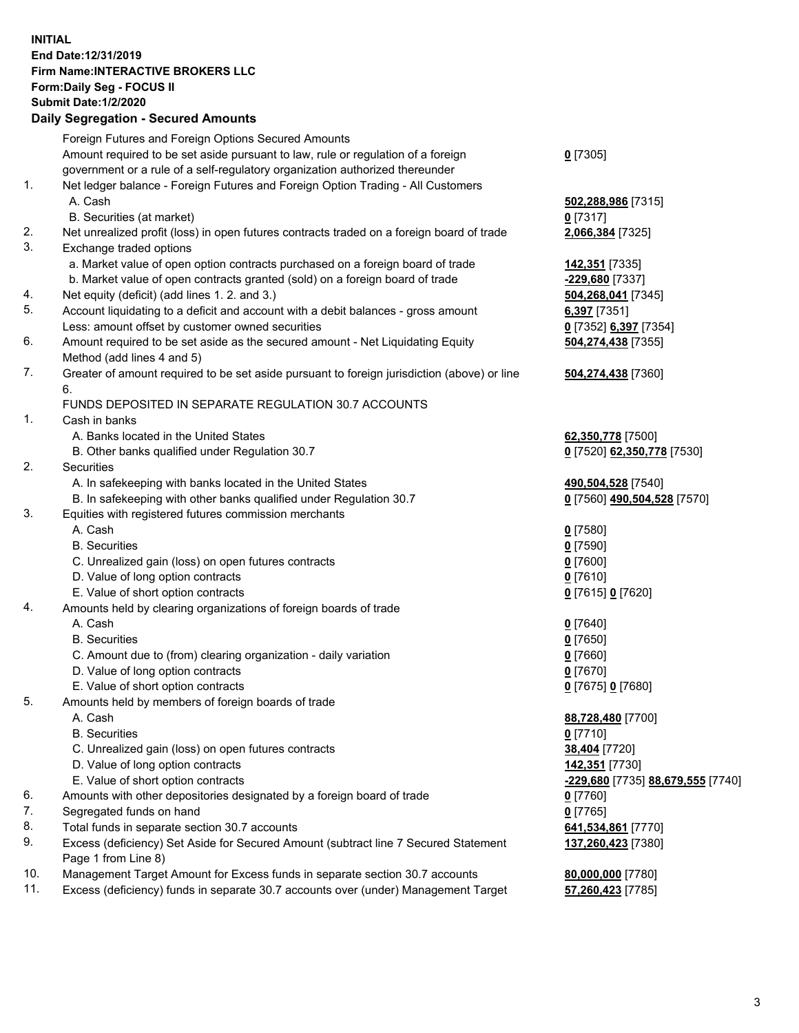**INITIAL**
**End Date:12/31/2019**
**Firm Name:INTERACTIVE BROKERS LLC**
**Form:Daily Seg - FOCUS II**
**Submit Date:1/2/2020**

## Daily Segregation - Secured Amounts

| | | |
|---|---|---|
| | Foreign Futures and Foreign Options Secured Amounts | |
| | Amount required to be set aside pursuant to law, rule or regulation of a foreign government or a rule of a self-regulatory organization authorized thereunder | **0** [7305] |
| 1. | Net ledger balance - Foreign Futures and Foreign Option Trading - All Customers | |
| | A. Cash | **502,288,986** [7315] |
| | B. Securities (at market) | **0** [7317] |
| 2. | Net unrealized profit (loss) in open futures contracts traded on a foreign board of trade | **2,066,384** [7325] |
| 3. | Exchange traded options | |
| | a. Market value of open option contracts purchased on a foreign board of trade | **142,351** [7335] |
| | b. Market value of open contracts granted (sold) on a foreign board of trade | **-229,680** [7337] |
| 4. | Net equity (deficit) (add lines 1. 2. and 3.) | **504,268,041** [7345] |
| 5. | Account liquidating to a deficit and account with a debit balances - gross amount | **6,397** [7351] |
| | Less: amount offset by customer owned securities | **0** [7352] **6,397** [7354] |
| 6. | Amount required to be set aside as the secured amount - Net Liquidating Equity Method (add lines 4 and 5) | **504,274,438** [7355] |
| 7. | Greater of amount required to be set aside pursuant to foreign jurisdiction (above) or line 6. | **504,274,438** [7360] |
| | FUNDS DEPOSITED IN SEPARATE REGULATION 30.7 ACCOUNTS | |
| 1. | Cash in banks | |
| | A. Banks located in the United States | **62,350,778** [7500] |
| | B. Other banks qualified under Regulation 30.7 | **0** [7520] **62,350,778** [7530] |
| 2. | Securities | |
| | A. In safekeeping with banks located in the United States | **490,504,528** [7540] |
| | B. In safekeeping with other banks qualified under Regulation 30.7 | **0** [7560] **490,504,528** [7570] |
| 3. | Equities with registered futures commission merchants | |
| | A. Cash | **0** [7580] |
| | B. Securities | **0** [7590] |
| | C. Unrealized gain (loss) on open futures contracts | **0** [7600] |
| | D. Value of long option contracts | **0** [7610] |
| | E. Value of short option contracts | **0** [7615] **0** [7620] |
| 4. | Amounts held by clearing organizations of foreign boards of trade | |
| | A. Cash | **0** [7640] |
| | B. Securities | **0** [7650] |
| | C. Amount due to (from) clearing organization - daily variation | **0** [7660] |
| | D. Value of long option contracts | **0** [7670] |
| | E. Value of short option contracts | **0** [7675] **0** [7680] |
| 5. | Amounts held by members of foreign boards of trade | |
| | A. Cash | **88,728,480** [7700] |
| | B. Securities | **0** [7710] |
| | C. Unrealized gain (loss) on open futures contracts | **38,404** [7720] |
| | D. Value of long option contracts | **142,351** [7730] |
| | E. Value of short option contracts | **-229,680** [7735] **88,679,555** [7740] |
| 6. | Amounts with other depositories designated by a foreign board of trade | **0** [7760] |
| 7. | Segregated funds on hand | **0** [7765] |
| 8. | Total funds in separate section 30.7 accounts | **641,534,861** [7770] |
| 9. | Excess (deficiency) Set Aside for Secured Amount (subtract line 7 Secured Statement Page 1 from Line 8) | **137,260,423** [7380] |
| 10. | Management Target Amount for Excess funds in separate section 30.7 accounts | **80,000,000** [7780] |
| 11. | Excess (deficiency) funds in separate 30.7 accounts over (under) Management Target | **57,260,423** [7785] |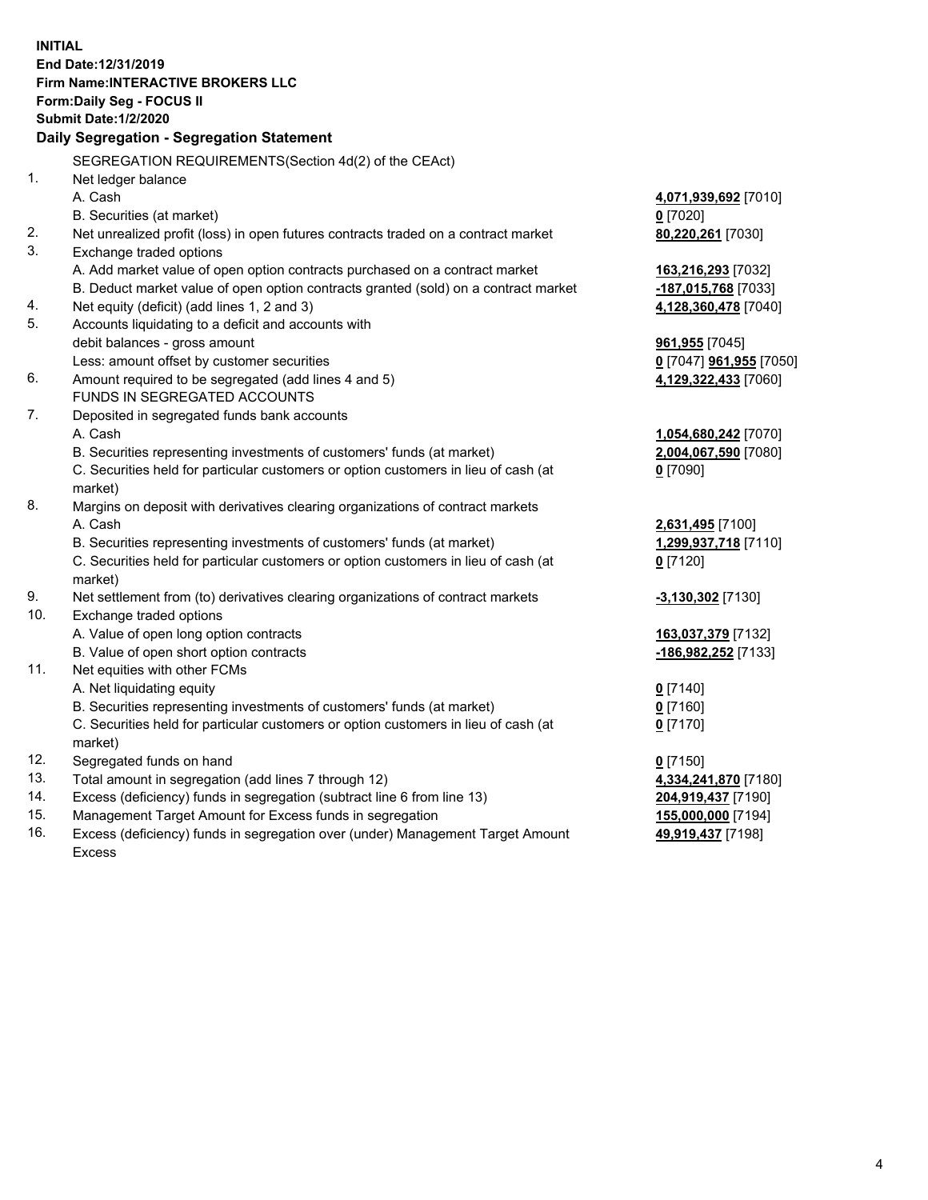**INITIAL**
**End Date:12/31/2019**
**Firm Name:INTERACTIVE BROKERS LLC**
**Form:Daily Seg - FOCUS II**
**Submit Date:1/2/2020**

**Daily Segregation - Segregation Statement**

| | | |
|---|---|---|
| | SEGREGATION REQUIREMENTS(Section 4d(2) of the CEAct) | |
| 1. | Net ledger balance | |
| | A. Cash | **4,071,939,692** [7010] |
| | B. Securities (at market) | **0** [7020] |
| 2. | Net unrealized profit (loss) in open futures contracts traded on a contract market | **80,220,261** [7030] |
| 3. | Exchange traded options | |
| | A. Add market value of open option contracts purchased on a contract market | **163,216,293** [7032] |
| | B. Deduct market value of open option contracts granted (sold) on a contract market | **-187,015,768** [7033] |
| 4. | Net equity (deficit) (add lines 1, 2 and 3) | **4,128,360,478** [7040] |
| 5. | Accounts liquidating to a deficit and accounts with | |
| | debit balances - gross amount | **961,955** [7045] |
| | Less: amount offset by customer securities | **0** [7047] **961,955** [7050] |
| 6. | Amount required to be segregated (add lines 4 and 5) | **4,129,322,433** [7060] |
| | FUNDS IN SEGREGATED ACCOUNTS | |
| 7. | Deposited in segregated funds bank accounts | |
| | A. Cash | **1,054,680,242** [7070] |
| | B. Securities representing investments of customers' funds (at market) | **2,004,067,590** [7080] |
| | C. Securities held for particular customers or option customers in lieu of cash (at market) | **0** [7090] |
| 8. | Margins on deposit with derivatives clearing organizations of contract markets | |
| | A. Cash | **2,631,495** [7100] |
| | B. Securities representing investments of customers' funds (at market) | **1,299,937,718** [7110] |
| | C. Securities held for particular customers or option customers in lieu of cash (at market) | **0** [7120] |
| 9. | Net settlement from (to) derivatives clearing organizations of contract markets | **-3,130,302** [7130] |
| 10. | Exchange traded options | |
| | A. Value of open long option contracts | **163,037,379** [7132] |
| | B. Value of open short option contracts | **-186,982,252** [7133] |
| 11. | Net equities with other FCMs | |
| | A. Net liquidating equity | **0** [7140] |
| | B. Securities representing investments of customers' funds (at market) | **0** [7160] |
| | C. Securities held for particular customers or option customers in lieu of cash (at market) | **0** [7170] |
| 12. | Segregated funds on hand | **0** [7150] |
| 13. | Total amount in segregation (add lines 7 through 12) | **4,334,241,870** [7180] |
| 14. | Excess (deficiency) funds in segregation (subtract line 6 from line 13) | **204,919,437** [7190] |
| 15. | Management Target Amount for Excess funds in segregation | **155,000,000** [7194] |
| 16. | Excess (deficiency) funds in segregation over (under) Management Target Amount Excess | **49,919,437** [7198] |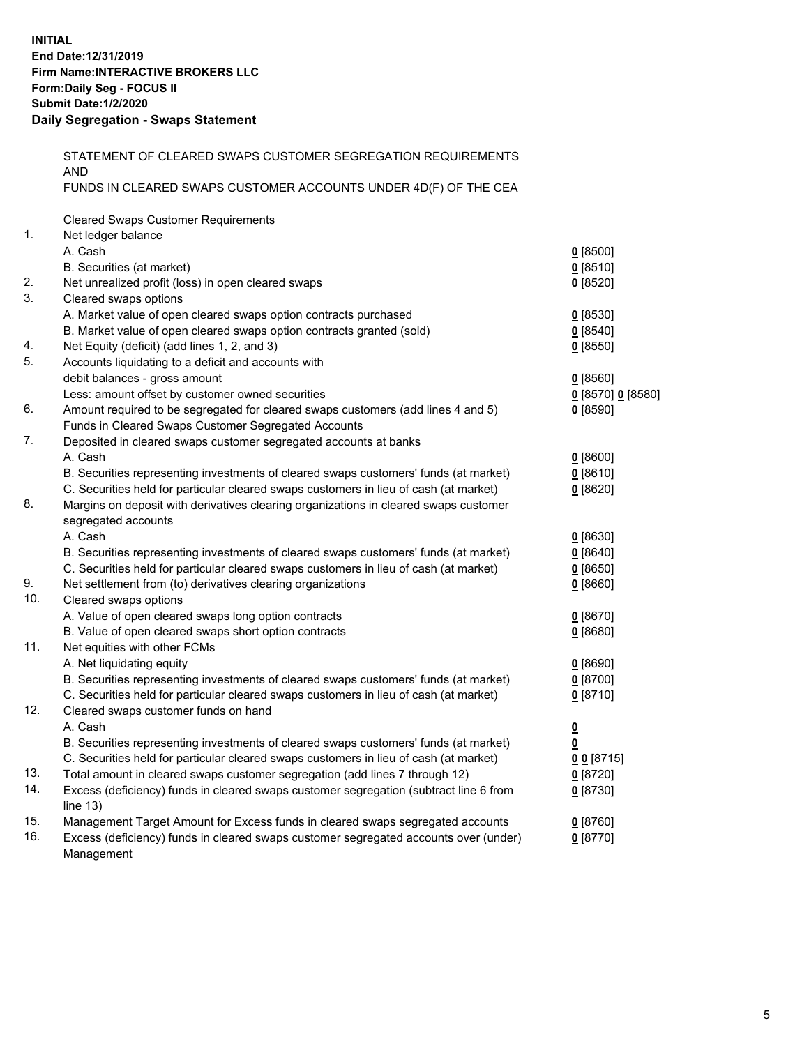**INITIAL**
**End Date:12/31/2019**
**Firm Name:INTERACTIVE BROKERS LLC**
**Form:Daily Seg - FOCUS II**
**Submit Date:1/2/2020**
**Daily Segregation - Swaps Statement**

STATEMENT OF CLEARED SWAPS CUSTOMER SEGREGATION REQUIREMENTS AND FUNDS IN CLEARED SWAPS CUSTOMER ACCOUNTS UNDER 4D(F) OF THE CEA

| | | |
|---|---|---|
| | Cleared Swaps Customer Requirements | |
| 1. | Net ledger balance | |
| | A. Cash | 0 [8500] |
| | B. Securities (at market) | 0 [8510] |
| 2. | Net unrealized profit (loss) in open cleared swaps | 0 [8520] |
| 3. | Cleared swaps options | |
| | A. Market value of open cleared swaps option contracts purchased | 0 [8530] |
| | B. Market value of open cleared swaps option contracts granted (sold) | 0 [8540] |
| 4. | Net Equity (deficit) (add lines 1, 2, and 3) | 0 [8550] |
| 5. | Accounts liquidating to a deficit and accounts with debit balances - gross amount | 0 [8560] |
| | Less: amount offset by customer owned securities | 0 [8570] 0 [8580] |
| 6. | Amount required to be segregated for cleared swaps customers (add lines 4 and 5) | 0 [8590] |
| | Funds in Cleared Swaps Customer Segregated Accounts | |
| 7. | Deposited in cleared swaps customer segregated accounts at banks | |
| | A. Cash | 0 [8600] |
| | B. Securities representing investments of cleared swaps customers' funds (at market) | 0 [8610] |
| | C. Securities held for particular cleared swaps customers in lieu of cash (at market) | 0 [8620] |
| 8. | Margins on deposit with derivatives clearing organizations in cleared swaps customer segregated accounts | |
| | A. Cash | 0 [8630] |
| | B. Securities representing investments of cleared swaps customers' funds (at market) | 0 [8640] |
| | C. Securities held for particular cleared swaps customers in lieu of cash (at market) | 0 [8650] |
| 9. | Net settlement from (to) derivatives clearing organizations | 0 [8660] |
| 10. | Cleared swaps options | |
| | A. Value of open cleared swaps long option contracts | 0 [8670] |
| | B. Value of open cleared swaps short option contracts | 0 [8680] |
| 11. | Net equities with other FCMs | |
| | A. Net liquidating equity | 0 [8690] |
| | B. Securities representing investments of cleared swaps customers' funds (at market) | 0 [8700] |
| | C. Securities held for particular cleared swaps customers in lieu of cash (at market) | 0 [8710] |
| 12. | Cleared swaps customer funds on hand | |
| | A. Cash | 0 |
| | B. Securities representing investments of cleared swaps customers' funds (at market) | 0 |
| | C. Securities held for particular cleared swaps customers in lieu of cash (at market) | 0 0 [8715] |
| 13. | Total amount in cleared swaps customer segregation (add lines 7 through 12) | 0 [8720] |
| 14. | Excess (deficiency) funds in cleared swaps customer segregation (subtract line 6 from line 13) | 0 [8730] |
| 15. | Management Target Amount for Excess funds in cleared swaps segregated accounts | 0 [8760] |
| 16. | Excess (deficiency) funds in cleared swaps customer segregated accounts over (under) Management | 0 [8770] |